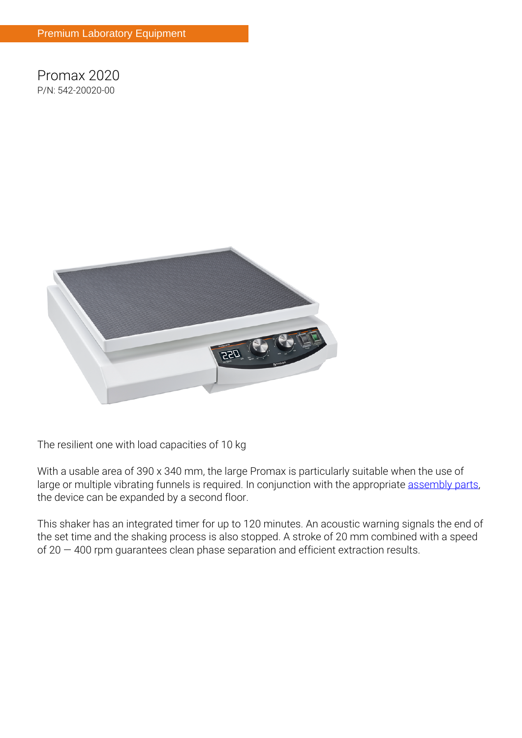Premium Laboratory Equipment

# Promax 2020

P/N: 542-20020-00

The resilient one with load capacities of 10 kg

With a usable area of 390 x 340 mm, the large Promax is particularly suitable when the use of large or multiple vibrating funnels is required. In conjunction with the appropriate assembly parts, the device can be expanded by a second floor.

This shaker has an integrated timer for up to 120 minutes. An acoustic warning signals the end of the set time and the shaking process is also stopped. A stroke of 20 mm combined with a speed of 20 — 400 rpm guarantees clean phase separation and efficient extraction results.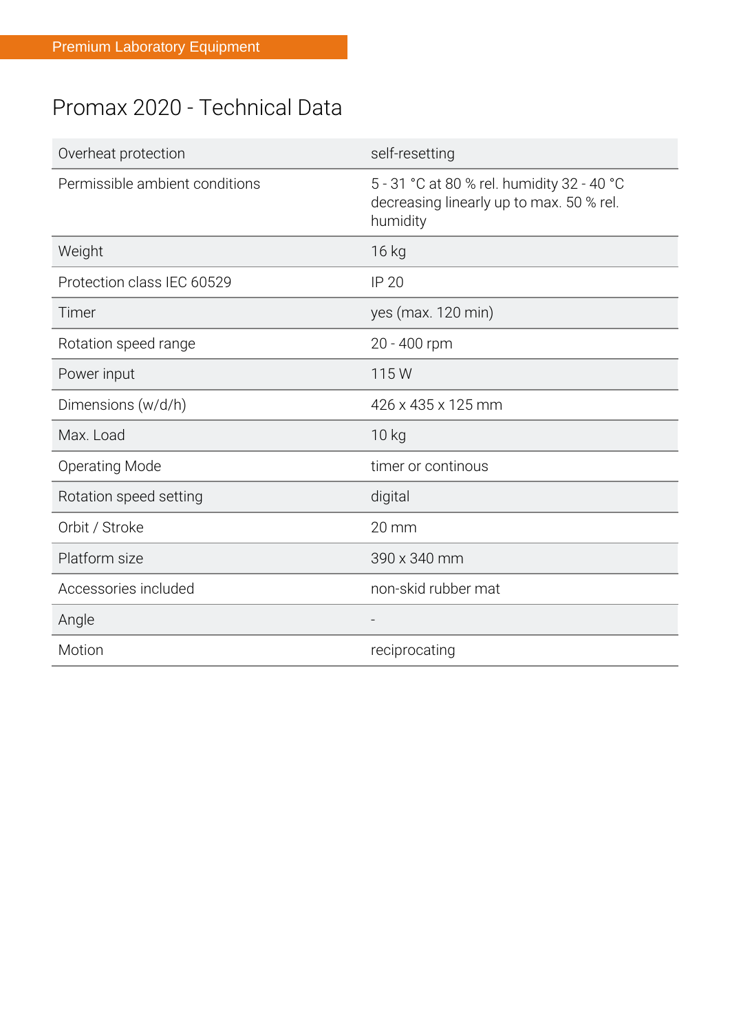Premium Laboratory Equipment

# Promax 2020 - Technical Data

| | |
|---|---|
| Overheat protection | self-resetting |
| Permissible ambient conditions | 5 - 31 °C at 80 % rel. humidity 32 - 40 °C decreasing linearly up to max. 50 % rel. humidity |
| Weight | 16 kg |
| Protection class IEC 60529 | IP 20 |
| Timer | yes (max. 120 min) |
| Rotation speed range | 20 - 400 rpm |
| Power input | 115 W |
| Dimensions (w/d/h) | 426 x 435 x 125 mm |
| Max. Load | 10 kg |
| Operating Mode | timer or continous |
| Rotation speed setting | digital |
| Orbit / Stroke | 20 mm |
| Platform size | 390 x 340 mm |
| Accessories included | non-skid rubber mat |
| Angle | - |
| Motion | reciprocating |